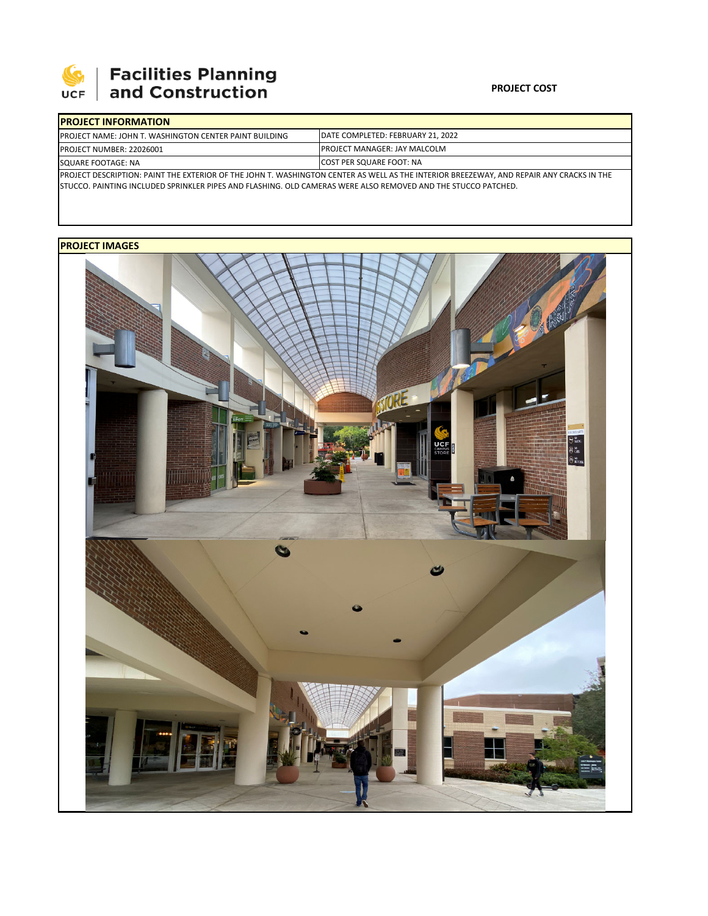Facilities Planning and Construction

**PROJECT COST**

| PROJECT INFORMATION | |
|---|---|
| PROJECT NAME: JOHN T. WASHINGTON CENTER PAINT BUILDING | DATE COMPLETED: FEBRUARY 21, 2022 |
| PROJECT NUMBER: 22026001 | PROJECT MANAGER: JAY MALCOLM |
| SQUARE FOOTAGE: NA | COST PER SQUARE FOOT: NA |

PROJECT DESCRIPTION: PAINT THE EXTERIOR OF THE JOHN T. WASHINGTON CENTER AS WELL AS THE INTERIOR BREEZEWAY, AND REPAIR ANY CRACKS IN THE STUCCO. PAINTING INCLUDED SPRINKLER PIPES AND FLASHING. OLD CAMERAS WERE ALSO REMOVED AND THE STUCCO PATCHED.

**PROJECT IMAGES**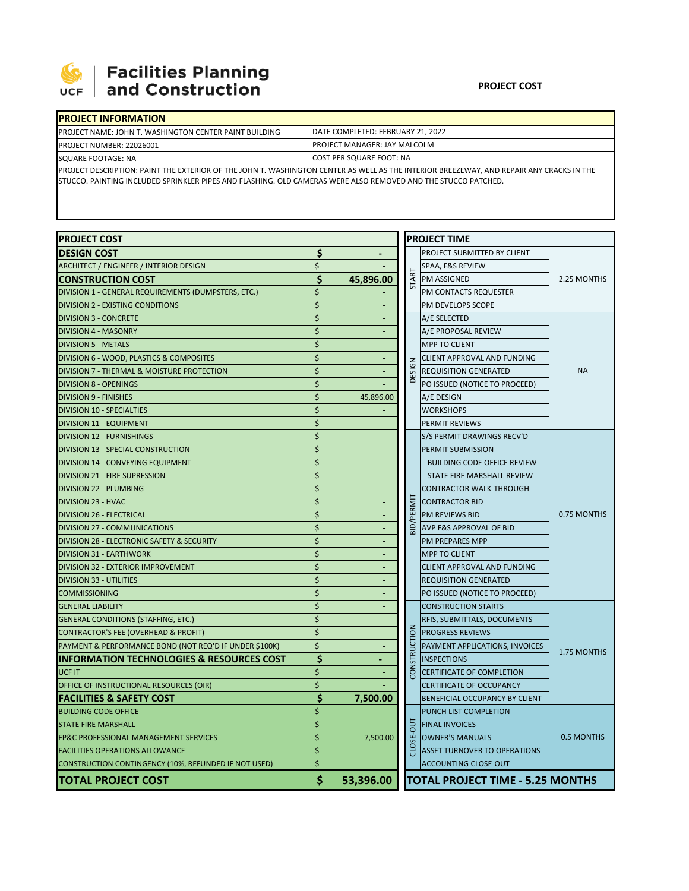**Facilities Planning and Construction**

**PROJECT COST**

| PROJECT INFORMATION | |
|---|---|
| PROJECT NAME: JOHN T. WASHINGTON CENTER PAINT BUILDING | DATE COMPLETED: FEBRUARY 21, 2022 |
| PROJECT NUMBER: 22026001 | PROJECT MANAGER: JAY MALCOLM |
| SQUARE FOOTAGE: NA | COST PER SQUARE FOOT: NA |

PROJECT DESCRIPTION: PAINT THE EXTERIOR OF THE JOHN T. WASHINGTON CENTER AS WELL AS THE INTERIOR BREEZEWAY, AND REPAIR ANY CRACKS IN THE STUCCO. PAINTING INCLUDED SPRINKLER PIPES AND FLASHING. OLD CAMERAS WERE ALSO REMOVED AND THE STUCCO PATCHED.

| PROJECT COST | |
|---|---|
| **DESIGN COST** | **$ -** |
| ARCHITECT / ENGINEER / INTERIOR DESIGN | $ - |
| **CONSTRUCTION COST** | **$ 45,896.00** |
| DIVISION 1 - GENERAL REQUIREMENTS (DUMPSTERS, ETC.) | $ - |
| DIVISION 2 - EXISTING CONDITIONS | $ - |
| DIVISION 3 - CONCRETE | $ - |
| DIVISION 4 - MASONRY | $ - |
| DIVISION 5 - METALS | $ - |
| DIVISION 6 - WOOD, PLASTICS & COMPOSITES | $ - |
| DIVISION 7 - THERMAL & MOISTURE PROTECTION | $ - |
| DIVISION 8 - OPENINGS | $ - |
| DIVISION 9 - FINISHES | $ 45,896.00 |
| DIVISION 10 - SPECIALTIES | $ - |
| DIVISION 11 - EQUIPMENT | $ - |
| DIVISION 12 - FURNISHINGS | $ - |
| DIVISION 13 - SPECIAL CONSTRUCTION | $ - |
| DIVISION 14 - CONVEYING EQUIPMENT | $ - |
| DIVISION 21 - FIRE SUPRESSION | $ - |
| DIVISION 22 - PLUMBING | $ - |
| DIVISION 23 - HVAC | $ - |
| DIVISION 26 - ELECTRICAL | $ - |
| DIVISION 27 - COMMUNICATIONS | $ - |
| DIVISION 28 - ELECTRONIC SAFETY & SECURITY | $ - |
| DIVISION 31 - EARTHWORK | $ - |
| DIVISION 32 - EXTERIOR IMPROVEMENT | $ - |
| DIVISION 33 - UTILITIES | $ - |
| COMMISSIONING | $ - |
| GENERAL LIABILITY | $ - |
| GENERAL CONDITIONS (STAFFING, ETC.) | $ - |
| CONTRACTOR'S FEE (OVERHEAD & PROFIT) | $ - |
| PAYMENT & PERFORMANCE BOND (NOT REQ'D IF UNDER $100K) | $ - |
| **INFORMATION TECHNOLOGIES & RESOURCES COST** | **$ -** |
| UCF IT | $ - |
| OFFICE OF INSTRUCTIONAL RESOURCES (OIR) | $ - |
| **FACILITIES & SAFETY COST** | **$ 7,500.00** |
| BUILDING CODE OFFICE | $ - |
| STATE FIRE MARSHALL | $ - |
| FP&C PROFESSIONAL MANAGEMENT SERVICES | $ 7,500.00 |
| FACILITIES OPERATIONS ALLOWANCE | $ - |
| CONSTRUCTION CONTINGENCY (10%, REFUNDED IF NOT USED) | $ - |
| **TOTAL PROJECT COST** | **$ 53,396.00** |

| PROJECT TIME | | |
|---|---|---|
| START | PROJECT SUBMITTED BY CLIENT | 2.25 MONTHS |
| | SPAA, F&S REVIEW | |
| | PM ASSIGNED | |
| | PM CONTACTS REQUESTER | |
| | PM DEVELOPS SCOPE | |
| DESIGN | A/E SELECTED | NA |
| | A/E PROPOSAL REVIEW | |
| | MPP TO CLIENT | |
| | CLIENT APPROVAL AND FUNDING | |
| | REQUISITION GENERATED | |
| | PO ISSUED (NOTICE TO PROCEED) | |
| | A/E DESIGN | |
| | WORKSHOPS | |
| | PERMIT REVIEWS | |
| BID/PERMIT | S/S PERMIT DRAWINGS RECV'D | 0.75 MONTHS |
| | PERMIT SUBMISSION | |
| | BUILDING CODE OFFICE REVIEW | |
| | STATE FIRE MARSHALL REVIEW | |
| | CONTRACTOR WALK-THROUGH | |
| | CONTRACTOR BID | |
| | PM REVIEWS BID | |
| | AVP F&S APPROVAL OF BID | |
| | PM PREPARES MPP | |
| | MPP TO CLIENT | |
| | CLIENT APPROVAL AND FUNDING | |
| | REQUISITION GENERATED | |
| | PO ISSUED (NOTICE TO PROCEED) | |
| CONSTRUCTION | CONSTRUCTION STARTS | 1.75 MONTHS |
| | RFIS, SUBMITTALS, DOCUMENTS | |
| | PROGRESS REVIEWS | |
| | PAYMENT APPLICATIONS, INVOICES | |
| | INSPECTIONS | |
| | CERTIFICATE OF COMPLETION | |
| | CERTIFICATE OF OCCUPANCY | |
| | BENEFICIAL OCCUPANCY BY CLIENT | |
| CLOSE-OUT | PUNCH LIST COMPLETION | 0.5 MONTHS |
| | FINAL INVOICES | |
| | OWNER'S MANUALS | |
| | ASSET TURNOVER TO OPERATIONS | |
| | ACCOUNTING CLOSE-OUT | |
| **TOTAL PROJECT TIME - 5.25 MONTHS** | | |